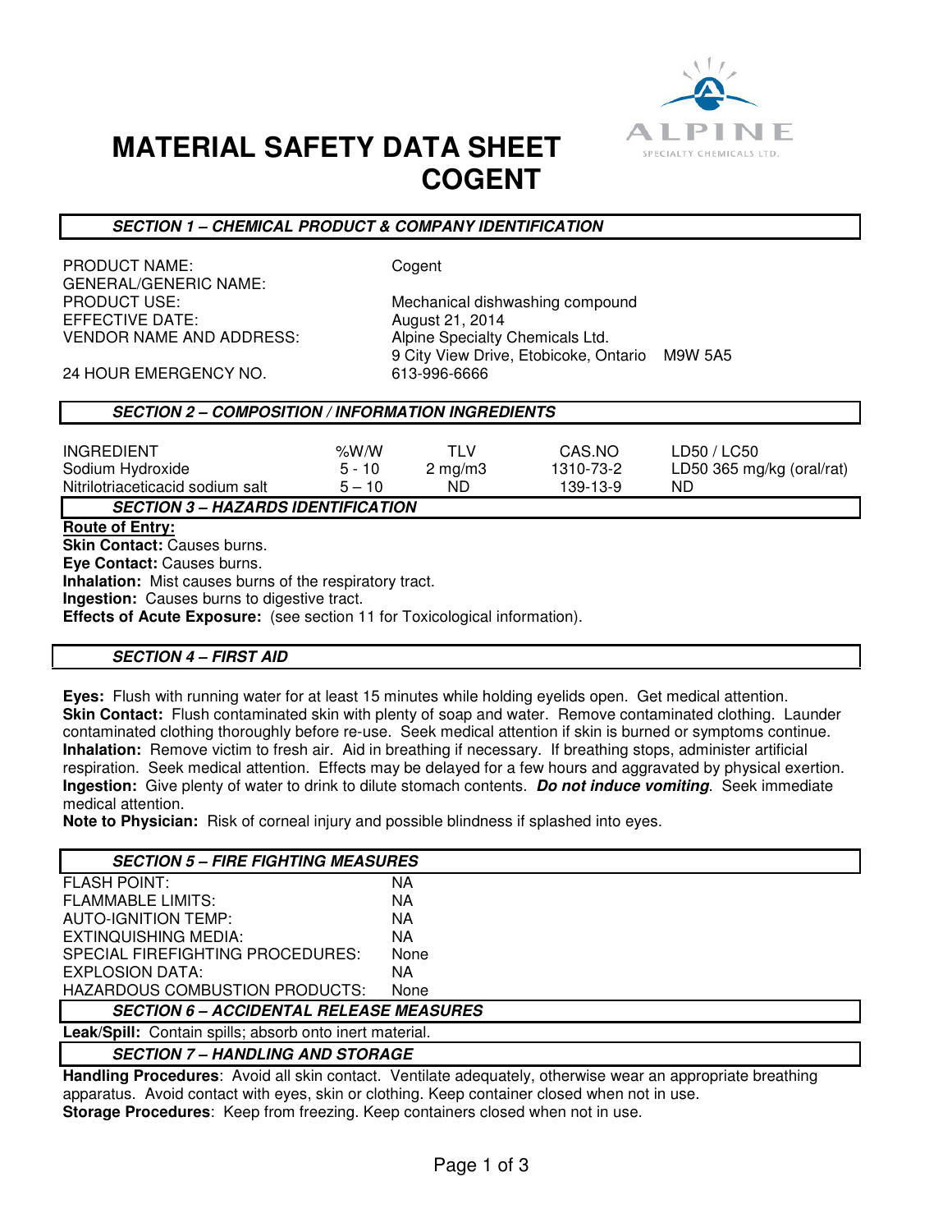# MATERIAL SAFETY DATA SHEET
# COGENT

## SECTION 1 – CHEMICAL PRODUCT & COMPANY IDENTIFICATION

| | |
|---|---|
| PRODUCT NAME: | Cogent |
| GENERAL/GENERIC NAME: | |
| PRODUCT USE: | Mechanical dishwashing compound |
| EFFECTIVE DATE: | August 21, 2014 |
| VENDOR NAME AND ADDRESS: | Alpine Specialty Chemicals Ltd.<br>9 City View Drive, Etobicoke, Ontario M9W 5A5 |
| 24 HOUR EMERGENCY NO. | 613-996-6666 |

## SECTION 2 – COMPOSITION / INFORMATION INGREDIENTS

| INGREDIENT | %W/W | TLV | CAS.NO | LD50 / LC50 |
|---|---|---|---|---|
| Sodium Hydroxide | 5 - 10 | 2 mg/m3 | 1310-73-2 | LD50 365 mg/kg (oral/rat) |
| Nitrilotriaceticacid sodium salt | 5 – 10 | ND | 139-13-9 | ND |

## SECTION 3 – HAZARDS IDENTIFICATION

**Route of Entry:**

**Skin Contact:** Causes burns.
**Eye Contact:** Causes burns.
**Inhalation:** Mist causes burns of the respiratory tract.
**Ingestion:** Causes burns to digestive tract.
**Effects of Acute Exposure:** (see section 11 for Toxicological information).

## SECTION 4 – FIRST AID

**Eyes:** Flush with running water for at least 15 minutes while holding eyelids open. Get medical attention.
**Skin Contact:** Flush contaminated skin with plenty of soap and water. Remove contaminated clothing. Launder contaminated clothing thoroughly before re-use. Seek medical attention if skin is burned or symptoms continue.
**Inhalation:** Remove victim to fresh air. Aid in breathing if necessary. If breathing stops, administer artificial respiration. Seek medical attention. Effects may be delayed for a few hours and aggravated by physical exertion.
**Ingestion:** Give plenty of water to drink to dilute stomach contents. ***Do not induce vomiting***. Seek immediate medical attention.
**Note to Physician:** Risk of corneal injury and possible blindness if splashed into eyes.

## SECTION 5 – FIRE FIGHTING MEASURES

| | |
|---|---|
| FLASH POINT: | NA |
| FLAMMABLE LIMITS: | NA |
| AUTO-IGNITION TEMP: | NA |
| EXTINQUISHING MEDIA: | NA |
| SPECIAL FIREFIGHTING PROCEDURES: | None |
| EXPLOSION DATA: | NA |
| HAZARDOUS COMBUSTION PRODUCTS: | None |

## SECTION 6 – ACCIDENTAL RELEASE MEASURES

**Leak/Spill:** Contain spills; absorb onto inert material.

## SECTION 7 – HANDLING AND STORAGE

**Handling Procedures**: Avoid all skin contact. Ventilate adequately, otherwise wear an appropriate breathing apparatus. Avoid contact with eyes, skin or clothing. Keep container closed when not in use.
**Storage Procedures**: Keep from freezing. Keep containers closed when not in use.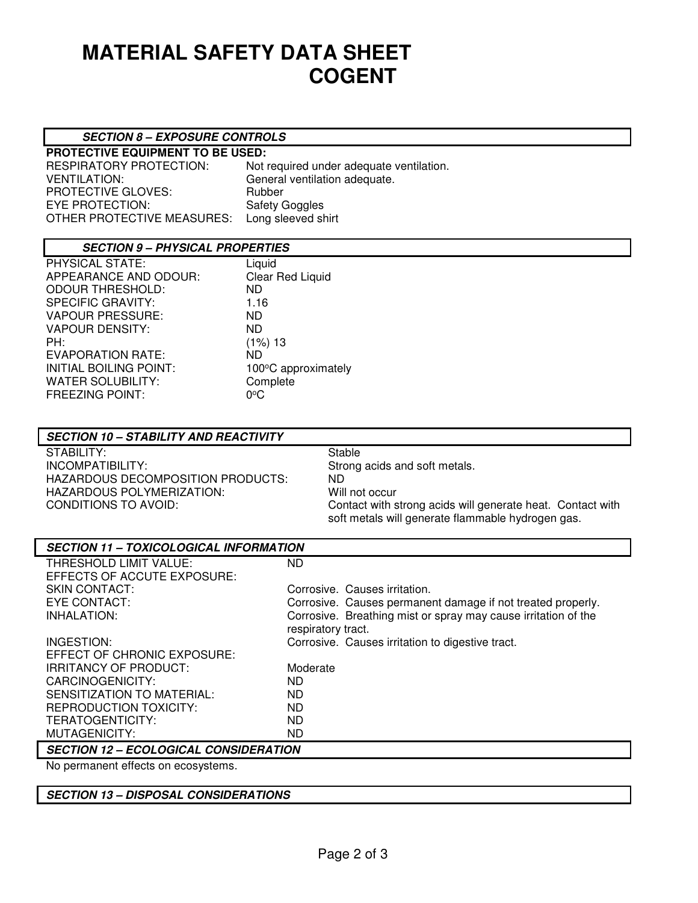# MATERIAL SAFETY DATA SHEET
# COGENT

### *SECTION 8 – EXPOSURE CONTROLS*

**PROTECTIVE EQUIPMENT TO BE USED:**

| | |
|---|---|
| RESPIRATORY PROTECTION: | Not required under adequate ventilation. |
| VENTILATION: | General ventilation adequate. |
| PROTECTIVE GLOVES: | Rubber |
| EYE PROTECTION: | Safety Goggles |
| OTHER PROTECTIVE MEASURES: | Long sleeved shirt |

### *SECTION 9 – PHYSICAL PROPERTIES*

| | |
|---|---|
| PHYSICAL STATE: | Liquid |
| APPEARANCE AND ODOUR: | Clear Red Liquid |
| ODOUR THRESHOLD: | ND |
| SPECIFIC GRAVITY: | 1.16 |
| VAPOUR PRESSURE: | ND |
| VAPOUR DENSITY: | ND |
| PH: | (1%) 13 |
| EVAPORATION RATE: | ND |
| INITIAL BOILING POINT: | 100°C approximately |
| WATER SOLUBILITY: | Complete |
| FREEZING POINT: | 0°C |

### *SECTION 10 – STABILITY AND REACTIVITY*

| | |
|---|---|
| STABILITY: | Stable |
| INCOMPATIBILITY: | Strong acids and soft metals. |
| HAZARDOUS DECOMPOSITION PRODUCTS: | ND |
| HAZARDOUS POLYMERIZATION: | Will not occur |
| CONDITIONS TO AVOID: | Contact with strong acids will generate heat. Contact with soft metals will generate flammable hydrogen gas. |

### *SECTION 11 – TOXICOLOGICAL INFORMATION*

| | |
|---|---|
| THRESHOLD LIMIT VALUE: | ND |
| EFFECTS OF ACCUTE EXPOSURE: | |
| SKIN CONTACT: | Corrosive. Causes irritation. |
| EYE CONTACT: | Corrosive. Causes permanent damage if not treated properly. |
| INHALATION: | Corrosive. Breathing mist or spray may cause irritation of the respiratory tract. |
| INGESTION: | Corrosive. Causes irritation to digestive tract. |
| EFFECT OF CHRONIC EXPOSURE: | |
| IRRITANCY OF PRODUCT: | Moderate |
| CARCINOGENICITY: | ND |
| SENSITIZATION TO MATERIAL: | ND |
| REPRODUCTION TOXICITY: | ND |
| TERATOGENTICITY: | ND |
| MUTAGENICITY: | ND |

### *SECTION 12 – ECOLOGICAL CONSIDERATION*

No permanent effects on ecosystems.

### *SECTION 13 – DISPOSAL CONSIDERATIONS*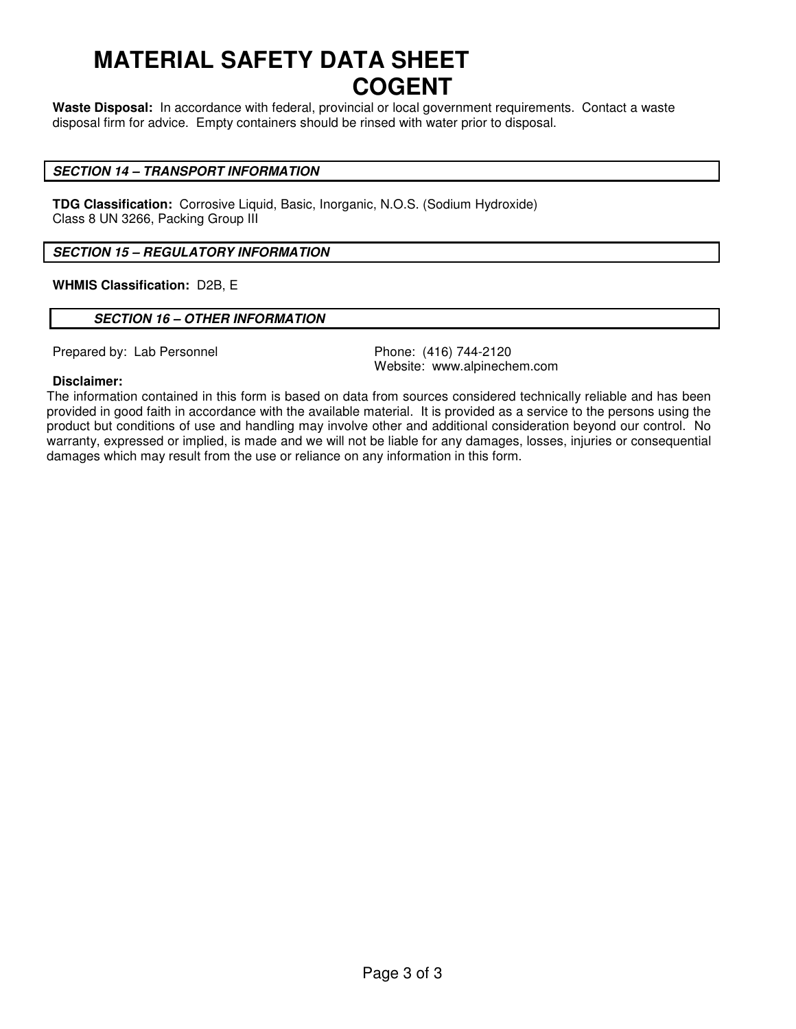**Waste Disposal:** In accordance with federal, provincial or local government requirements. Contact a waste disposal firm for advice. Empty containers should be rinsed with water prior to disposal.

## *SECTION 14 – TRANSPORT INFORMATION*

**TDG Classification:** Corrosive Liquid, Basic, Inorganic, N.O.S. (Sodium Hydroxide)
Class 8 UN 3266, Packing Group III

## *SECTION 15 – REGULATORY INFORMATION*

**WHMIS Classification:** D2B, E

## *SECTION 16 – OTHER INFORMATION*

Prepared by: Lab Personnel

Phone: (416) 744-2120
Website: www.alpinechem.com

**Disclaimer:**
The information contained in this form is based on data from sources considered technically reliable and has been provided in good faith in accordance with the available material. It is provided as a service to the persons using the product but conditions of use and handling may involve other and additional consideration beyond our control. No warranty, expressed or implied, is made and we will not be liable for any damages, losses, injuries or consequential damages which may result from the use or reliance on any information in this form.